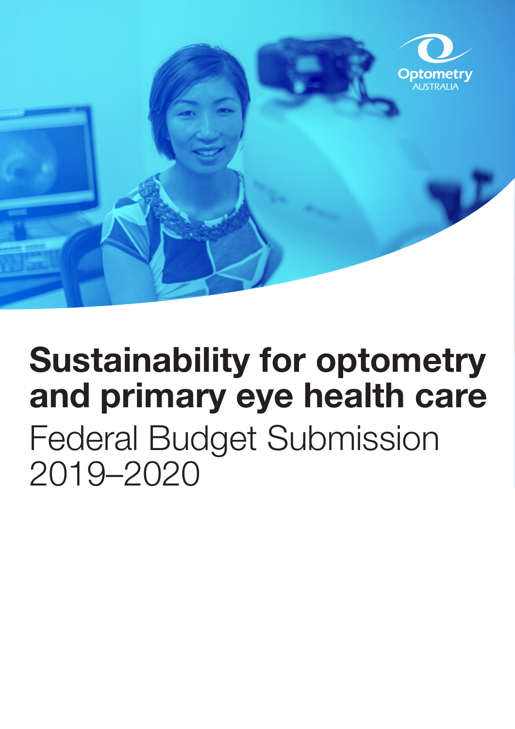Optometry AUSTRALIA

# Sustainability for optometry and primary eye health care

Federal Budget Submission 2019–2020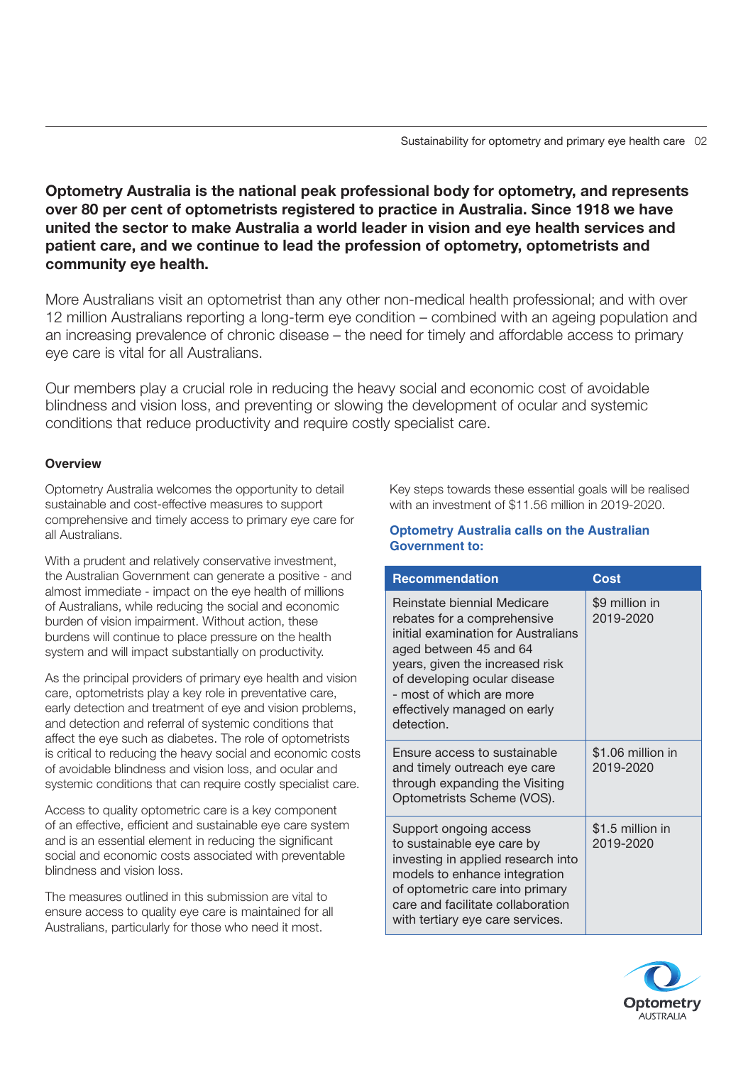**Optometry Australia is the national peak professional body for optometry, and represents over 80 per cent of optometrists registered to practice in Australia. Since 1918 we have united the sector to make Australia a world leader in vision and eye health services and patient care, and we continue to lead the profession of optometry, optometrists and community eye health.**

More Australians visit an optometrist than any other non-medical health professional; and with over 12 million Australians reporting a long-term eye condition – combined with an ageing population and an increasing prevalence of chronic disease – the need for timely and affordable access to primary eye care is vital for all Australians.

Our members play a crucial role in reducing the heavy social and economic cost of avoidable blindness and vision loss, and preventing or slowing the development of ocular and systemic conditions that reduce productivity and require costly specialist care.

#### Overview

Optometry Australia welcomes the opportunity to detail sustainable and cost-effective measures to support comprehensive and timely access to primary eye care for all Australians.

With a prudent and relatively conservative investment, the Australian Government can generate a positive - and almost immediate - impact on the eye health of millions of Australians, while reducing the social and economic burden of vision impairment. Without action, these burdens will continue to place pressure on the health system and will impact substantially on productivity.

As the principal providers of primary eye health and vision care, optometrists play a key role in preventative care, early detection and treatment of eye and vision problems, and detection and referral of systemic conditions that affect the eye such as diabetes. The role of optometrists is critical to reducing the heavy social and economic costs of avoidable blindness and vision loss, and ocular and systemic conditions that can require costly specialist care.

Access to quality optometric care is a key component of an effective, efficient and sustainable eye care system and is an essential element in reducing the significant social and economic costs associated with preventable blindness and vision loss.

The measures outlined in this submission are vital to ensure access to quality eye care is maintained for all Australians, particularly for those who need it most.

Key steps towards these essential goals will be realised with an investment of $11.56 million in 2019-2020.

**Optometry Australia calls on the Australian Government to:**

| Recommendation | Cost |
|---|---|
| Reinstate biennial Medicare rebates for a comprehensive initial examination for Australians aged between 45 and 64 years, given the increased risk of developing ocular disease - most of which are more effectively managed on early detection. | $9 million in 2019-2020 |
| Ensure access to sustainable and timely outreach eye care through expanding the Visiting Optometrists Scheme (VOS). | $1.06 million in 2019-2020 |
| Support ongoing access to sustainable eye care by investing in applied research into models to enhance integration of optometric care into primary care and facilitate collaboration with tertiary eye care services. | $1.5 million in 2019-2020 |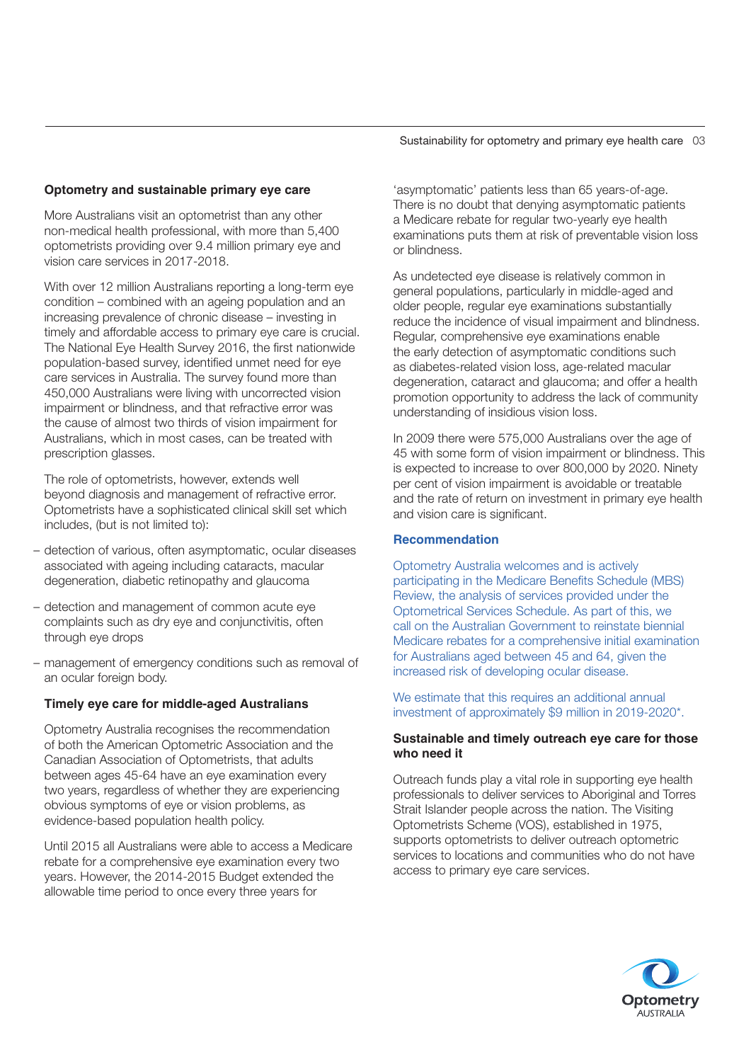## Optometry and sustainable primary eye care

More Australians visit an optometrist than any other non-medical health professional, with more than 5,400 optometrists providing over 9.4 million primary eye and vision care services in 2017-2018.

With over 12 million Australians reporting a long-term eye condition – combined with an ageing population and an increasing prevalence of chronic disease – investing in timely and affordable access to primary eye care is crucial. The National Eye Health Survey 2016, the first nationwide population-based survey, identified unmet need for eye care services in Australia. The survey found more than 450,000 Australians were living with uncorrected vision impairment or blindness, and that refractive error was the cause of almost two thirds of vision impairment for Australians, which in most cases, can be treated with prescription glasses.

The role of optometrists, however, extends well beyond diagnosis and management of refractive error. Optometrists have a sophisticated clinical skill set which includes, (but is not limited to):

- detection of various, often asymptomatic, ocular diseases associated with ageing including cataracts, macular degeneration, diabetic retinopathy and glaucoma
- detection and management of common acute eye complaints such as dry eye and conjunctivitis, often through eye drops
- management of emergency conditions such as removal of an ocular foreign body.

## Timely eye care for middle-aged Australians

Optometry Australia recognises the recommendation of both the American Optometric Association and the Canadian Association of Optometrists, that adults between ages 45-64 have an eye examination every two years, regardless of whether they are experiencing obvious symptoms of eye or vision problems, as evidence-based population health policy.

Until 2015 all Australians were able to access a Medicare rebate for a comprehensive eye examination every two years. However, the 2014-2015 Budget extended the allowable time period to once every three years for 'asymptomatic' patients less than 65 years-of-age. There is no doubt that denying asymptomatic patients a Medicare rebate for regular two-yearly eye health examinations puts them at risk of preventable vision loss or blindness.

As undetected eye disease is relatively common in general populations, particularly in middle-aged and older people, regular eye examinations substantially reduce the incidence of visual impairment and blindness. Regular, comprehensive eye examinations enable the early detection of asymptomatic conditions such as diabetes-related vision loss, age-related macular degeneration, cataract and glaucoma; and offer a health promotion opportunity to address the lack of community understanding of insidious vision loss.

In 2009 there were 575,000 Australians over the age of 45 with some form of vision impairment or blindness. This is expected to increase to over 800,000 by 2020. Ninety per cent of vision impairment is avoidable or treatable and the rate of return on investment in primary eye health and vision care is significant.

### Recommendation

Optometry Australia welcomes and is actively participating in the Medicare Benefits Schedule (MBS) Review, the analysis of services provided under the Optometrical Services Schedule. As part of this, we call on the Australian Government to reinstate biennial Medicare rebates for a comprehensive initial examination for Australians aged between 45 and 64, given the increased risk of developing ocular disease.

We estimate that this requires an additional annual investment of approximately $9 million in 2019-2020*.

## Sustainable and timely outreach eye care for those who need it

Outreach funds play a vital role in supporting eye health professionals to deliver services to Aboriginal and Torres Strait Islander people across the nation. The Visiting Optometrists Scheme (VOS), established in 1975, supports optometrists to deliver outreach optometric services to locations and communities who do not have access to primary eye care services.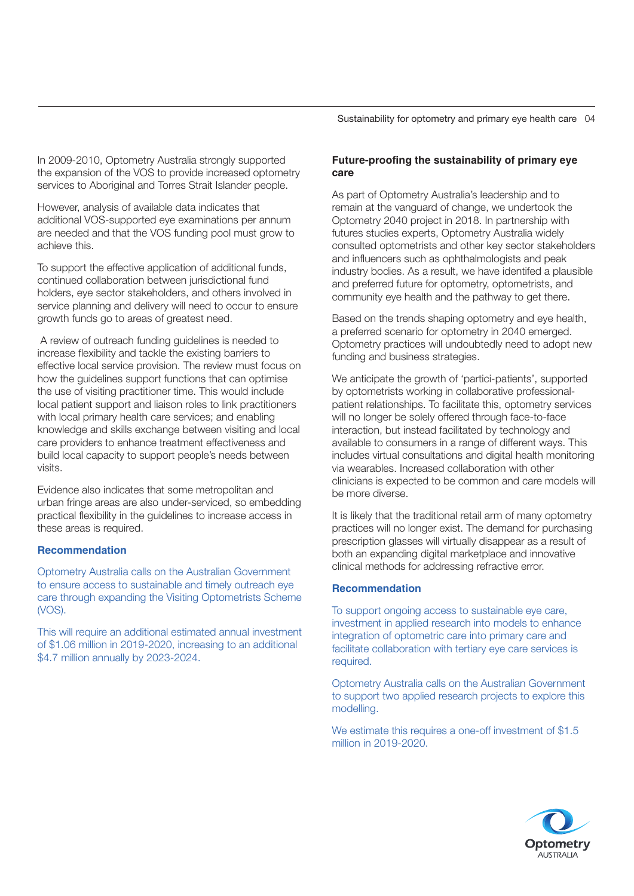In 2009-2010, Optometry Australia strongly supported the expansion of the VOS to provide increased optometry services to Aboriginal and Torres Strait Islander people.

However, analysis of available data indicates that additional VOS-supported eye examinations per annum are needed and that the VOS funding pool must grow to achieve this.

To support the effective application of additional funds, continued collaboration between jurisdictional fund holders, eye sector stakeholders, and others involved in service planning and delivery will need to occur to ensure growth funds go to areas of greatest need.

A review of outreach funding guidelines is needed to increase flexibility and tackle the existing barriers to effective local service provision. The review must focus on how the guidelines support functions that can optimise the use of visiting practitioner time. This would include local patient support and liaison roles to link practitioners with local primary health care services; and enabling knowledge and skills exchange between visiting and local care providers to enhance treatment effectiveness and build local capacity to support people's needs between visits.

Evidence also indicates that some metropolitan and urban fringe areas are also under-serviced, so embedding practical flexibility in the guidelines to increase access in these areas is required.

### Recommendation

Optometry Australia calls on the Australian Government to ensure access to sustainable and timely outreach eye care through expanding the Visiting Optometrists Scheme (VOS).

This will require an additional estimated annual investment of $1.06 million in 2019-2020, increasing to an additional $4.7 million annually by 2023-2024.

## Future-proofing the sustainability of primary eye care

As part of Optometry Australia's leadership and to remain at the vanguard of change, we undertook the Optometry 2040 project in 2018. In partnership with futures studies experts, Optometry Australia widely consulted optometrists and other key sector stakeholders and influencers such as ophthalmologists and peak industry bodies. As a result, we have identifed a plausible and preferred future for optometry, optometrists, and community eye health and the pathway to get there.

Based on the trends shaping optometry and eye health, a preferred scenario for optometry in 2040 emerged. Optometry practices will undoubtedly need to adopt new funding and business strategies.

We anticipate the growth of 'partici-patients', supported by optometrists working in collaborative professional-patient relationships. To facilitate this, optometry services will no longer be solely offered through face-to-face interaction, but instead facilitated by technology and available to consumers in a range of different ways. This includes virtual consultations and digital health monitoring via wearables. Increased collaboration with other clinicians is expected to be common and care models will be more diverse.

It is likely that the traditional retail arm of many optometry practices will no longer exist. The demand for purchasing prescription glasses will virtually disappear as a result of both an expanding digital marketplace and innovative clinical methods for addressing refractive error.

### Recommendation

To support ongoing access to sustainable eye care, investment in applied research into models to enhance integration of optometric care into primary care and facilitate collaboration with tertiary eye care services is required.

Optometry Australia calls on the Australian Government to support two applied research projects to explore this modelling.

We estimate this requires a one-off investment of $1.5 million in 2019-2020.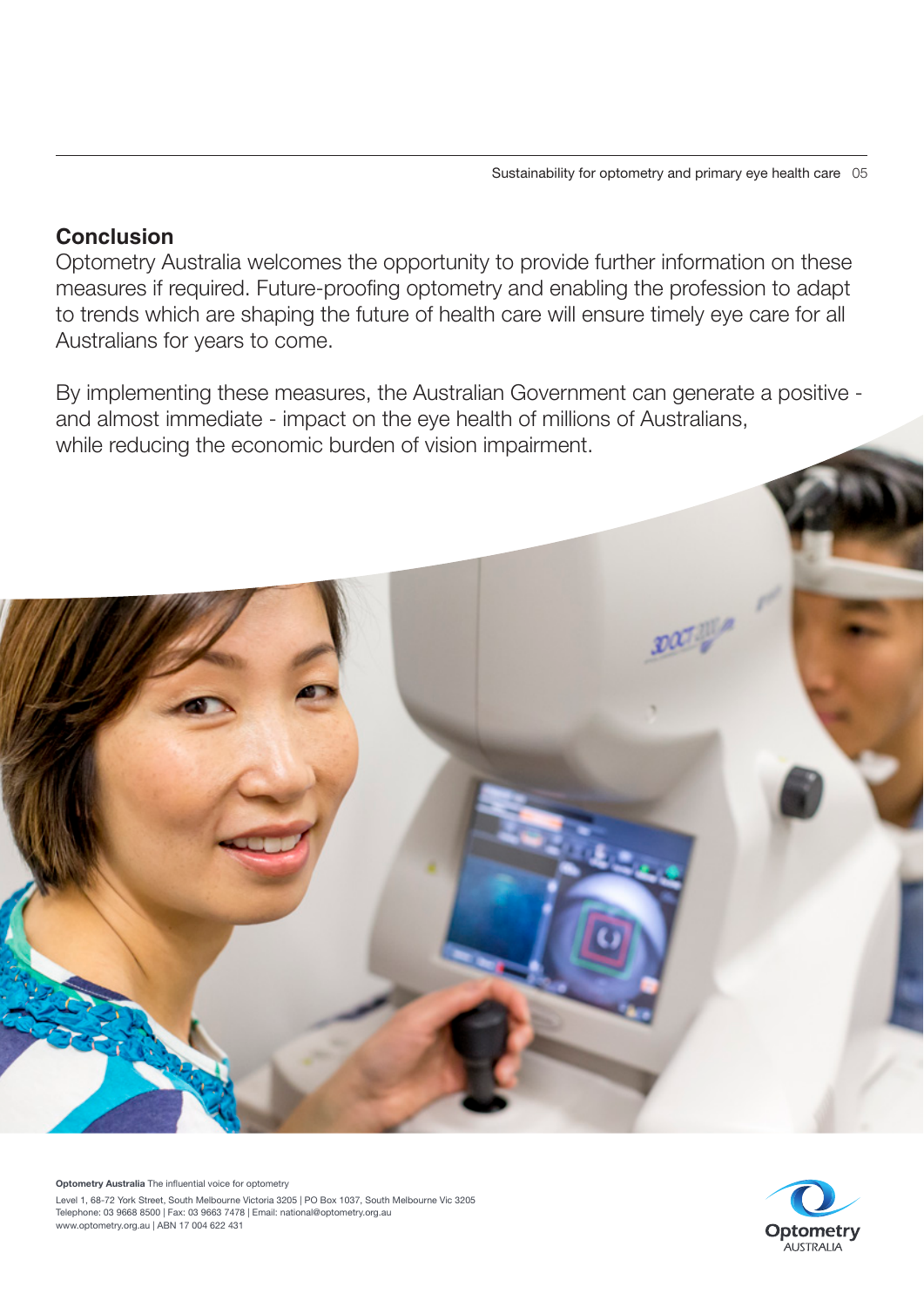## Conclusion

Optometry Australia welcomes the opportunity to provide further information on these measures if required. Future-proofing optometry and enabling the profession to adapt to trends which are shaping the future of health care will ensure timely eye care for all Australians for years to come.

By implementing these measures, the Australian Government can generate a positive - and almost immediate - impact on the eye health of millions of Australians, while reducing the economic burden of vision impairment.

**Optometry Australia** The influential voice for optometry

Level 1, 68-72 York Street, South Melbourne Victoria 3205 | PO Box 1037, South Melbourne Vic 3205
Telephone: 03 9668 8500 | Fax: 03 9663 7478 | Email: national@optometry.org.au
www.optometry.org.au | ABN 17 004 622 431

Optometry AUSTRALIA